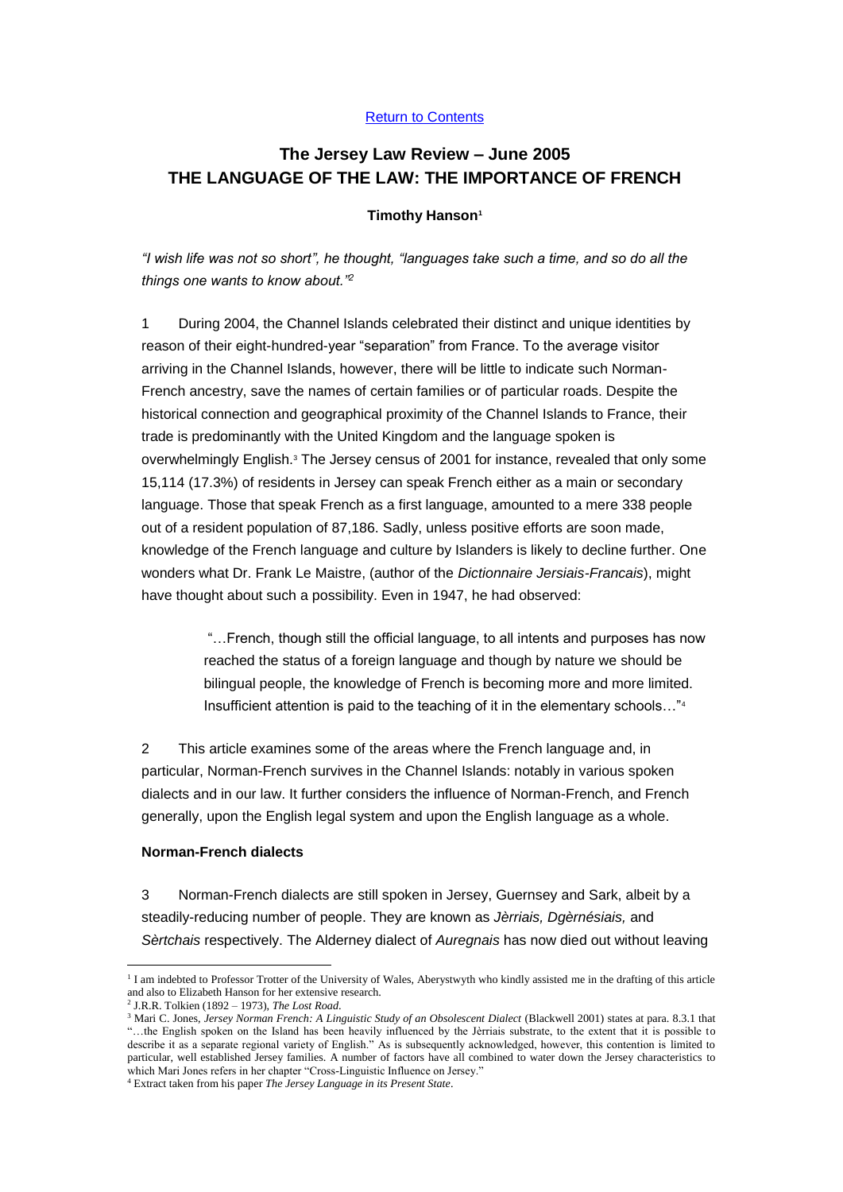[Return to Contents](#)

# The Jersey Law Review – June 2005
# THE LANGUAGE OF THE LAW: THE IMPORTANCE OF FRENCH

**Timothy Hanson**[1]

*"I wish life was not so short", he thought, "languages take such a time, and so do all the things one wants to know about."*[2]

1 During 2004, the Channel Islands celebrated their distinct and unique identities by reason of their eight-hundred-year "separation" from France. To the average visitor arriving in the Channel Islands, however, there will be little to indicate such Norman-French ancestry, save the names of certain families or of particular roads. Despite the historical connection and geographical proximity of the Channel Islands to France, their trade is predominantly with the United Kingdom and the language spoken is overwhelmingly English.[3] The Jersey census of 2001 for instance, revealed that only some 15,114 (17.3%) of residents in Jersey can speak French either as a main or secondary language. Those that speak French as a first language, amounted to a mere 338 people out of a resident population of 87,186. Sadly, unless positive efforts are soon made, knowledge of the French language and culture by Islanders is likely to decline further. One wonders what Dr. Frank Le Maistre, (author of the *Dictionnaire Jersiais-Francais*), might have thought about such a possibility. Even in 1947, he had observed:

> "…French, though still the official language, to all intents and purposes has now reached the status of a foreign language and though by nature we should be bilingual people, the knowledge of French is becoming more and more limited. Insufficient attention is paid to the teaching of it in the elementary schools…"[4]

2 This article examines some of the areas where the French language and, in particular, Norman-French survives in the Channel Islands: notably in various spoken dialects and in our law. It further considers the influence of Norman-French, and French generally, upon the English legal system and upon the English language as a whole.

**Norman-French dialects**

3 Norman-French dialects are still spoken in Jersey, Guernsey and Sark, albeit by a steadily-reducing number of people. They are known as *Jèrriais, Dgèrnésiais,* and *Sèrtchais* respectively. The Alderney dialect of *Auregnais* has now died out without leaving

---

[1] I am indebted to Professor Trotter of the University of Wales, Aberystwyth who kindly assisted me in the drafting of this article and also to Elizabeth Hanson for her extensive research.

[2] J.R.R. Tolkien (1892 – 1973), *The Lost Road*.

[3] Mari C. Jones, *Jersey Norman French: A Linguistic Study of an Obsolescent Dialect* (Blackwell 2001) states at para. 8.3.1 that "…the English spoken on the Island has been heavily influenced by the Jèrriais substrate, to the extent that it is possible to describe it as a separate regional variety of English." As is subsequently acknowledged, however, this contention is limited to particular, well established Jersey families. A number of factors have all combined to water down the Jersey characteristics to which Mari Jones refers in her chapter "Cross-Linguistic Influence on Jersey."

[4] Extract taken from his paper *The Jersey Language in its Present State*.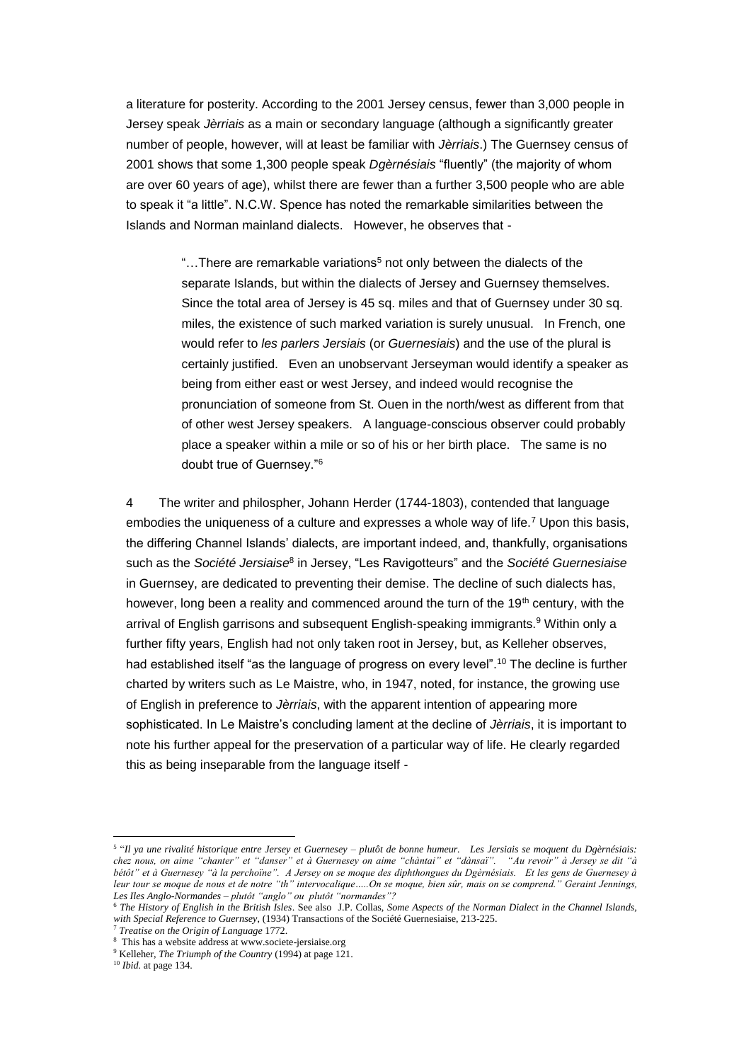a literature for posterity. According to the 2001 Jersey census, fewer than 3,000 people in Jersey speak *Jèrriais* as a main or secondary language (although a significantly greater number of people, however, will at least be familiar with *Jèrriais*.) The Guernsey census of 2001 shows that some 1,300 people speak *Dgèrnésiais* "fluently" (the majority of whom are over 60 years of age), whilst there are fewer than a further 3,500 people who are able to speak it "a little". N.C.W. Spence has noted the remarkable similarities between the Islands and Norman mainland dialects. However, he observes that -

> "…There are remarkable variations[5] not only between the dialects of the separate Islands, but within the dialects of Jersey and Guernsey themselves. Since the total area of Jersey is 45 sq. miles and that of Guernsey under 30 sq. miles, the existence of such marked variation is surely unusual. In French, one would refer to *les parlers Jersiais* (or *Guernesiais*) and the use of the plural is certainly justified. Even an unobservant Jerseyman would identify a speaker as being from either east or west Jersey, and indeed would recognise the pronunciation of someone from St. Ouen in the north/west as different from that of other west Jersey speakers. A language-conscious observer could probably place a speaker within a mile or so of his or her birth place. The same is no doubt true of Guernsey."[6]

4 The writer and philospher, Johann Herder (1744-1803), contended that language embodies the uniqueness of a culture and expresses a whole way of life.[7] Upon this basis, the differing Channel Islands' dialects, are important indeed, and, thankfully, organisations such as the *Société Jersiaise*[8] in Jersey, "Les Ravigotteurs" and the *Société Guernesiaise* in Guernsey, are dedicated to preventing their demise. The decline of such dialects has, however, long been a reality and commenced around the turn of the 19th century, with the arrival of English garrisons and subsequent English-speaking immigrants.[9] Within only a further fifty years, English had not only taken root in Jersey, but, as Kelleher observes, had established itself "as the language of progress on every level".[10] The decline is further charted by writers such as Le Maistre, who, in 1947, noted, for instance, the growing use of English in preference to *Jèrriais*, with the apparent intention of appearing more sophisticated. In Le Maistre's concluding lament at the decline of *Jèrriais*, it is important to note his further appeal for the preservation of a particular way of life. He clearly regarded this as being inseparable from the language itself -

---

[5] "*Il ya une rivalité historique entre Jersey et Guernesey – plutôt de bonne humeur. Les Jersiais se moquent du Dgèrnésiais: chez nous, on aime "chanter" et "danser" et à Guernesey on aime "chàntai" et "dànsaï". "Au revoir" à Jersey se dit "à bétôt" et à Guernesey "à la perchoïne". A Jersey on se moque des diphthongues du Dgèrnésiais. Et les gens de Guernesey à leur tour se moque de nous et de notre "th" intervocalique…..On se moque, bien sûr, mais on se comprend." Geraint Jennings, Les Iles Anglo-Normandes – plutôt "anglo" ou plutôt "normandes"?*

[6] *The History of English in the British Isles*. See also J.P. Collas, *Some Aspects of the Norman Dialect in the Channel Islands, with Special Reference to Guernsey*, (1934) Transactions of the Société Guernesiaise, 213-225.

[7] *Treatise on the Origin of Language* 1772.

[8] This has a website address at www.societe-jersiaise.org

[9] Kelleher, *The Triumph of the Country* (1994) at page 121.

[10] *Ibid.* at page 134.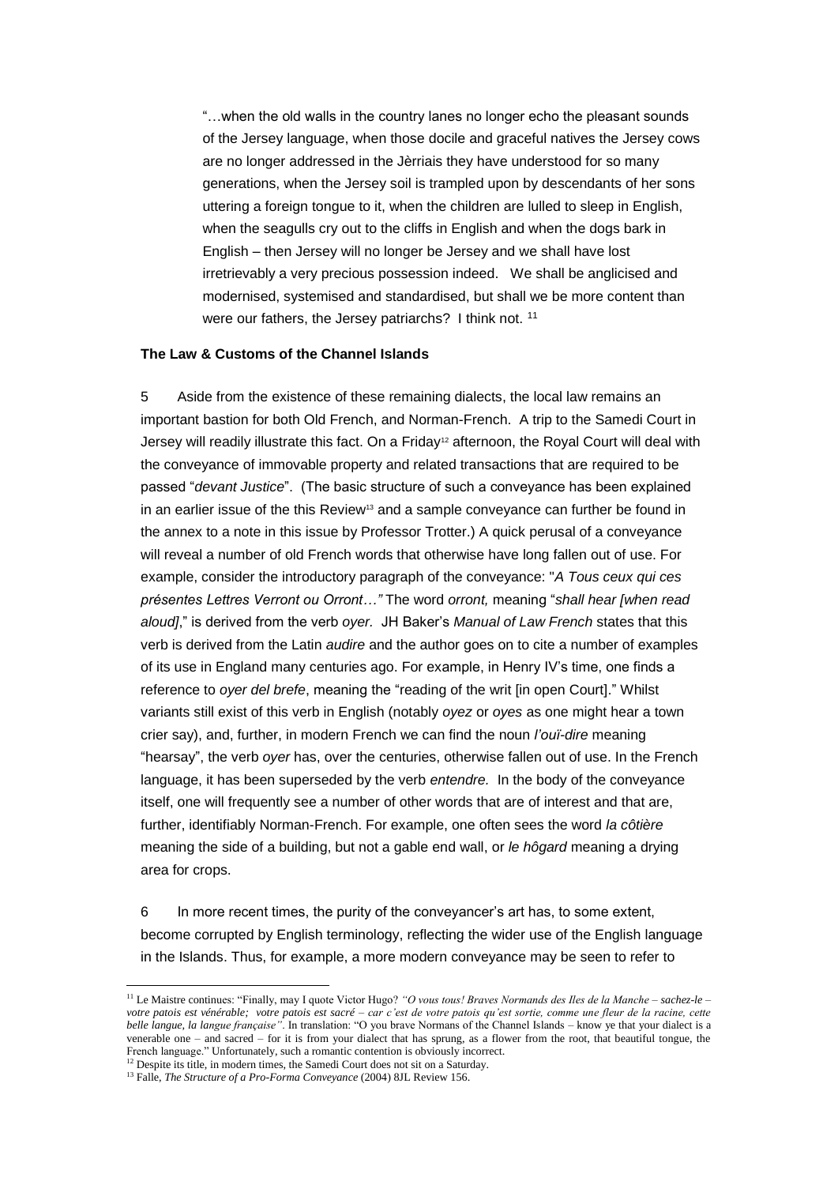> "…when the old walls in the country lanes no longer echo the pleasant sounds of the Jersey language, when those docile and graceful natives the Jersey cows are no longer addressed in the Jèrriais they have understood for so many generations, when the Jersey soil is trampled upon by descendants of her sons uttering a foreign tongue to it, when the children are lulled to sleep in English, when the seagulls cry out to the cliffs in English and when the dogs bark in English – then Jersey will no longer be Jersey and we shall have lost irretrievably a very precious possession indeed. We shall be anglicised and modernised, systemised and standardised, but shall we be more content than were our fathers, the Jersey patriarchs? I think not. [11]

**The Law & Customs of the Channel Islands**

5 Aside from the existence of these remaining dialects, the local law remains an important bastion for both Old French, and Norman-French. A trip to the Samedi Court in Jersey will readily illustrate this fact. On a Friday[12] afternoon, the Royal Court will deal with the conveyance of immovable property and related transactions that are required to be passed "*devant Justice*". (The basic structure of such a conveyance has been explained in an earlier issue of the this Review[13] and a sample conveyance can further be found in the annex to a note in this issue by Professor Trotter.) A quick perusal of a conveyance will reveal a number of old French words that otherwise have long fallen out of use. For example, consider the introductory paragraph of the conveyance: "*A Tous ceux qui ces présentes Lettres Verront ou Orront…"* The word *orront,* meaning "*shall hear [when read aloud]*," is derived from the verb *oyer.* JH Baker's *Manual of Law French* states that this verb is derived from the Latin *audire* and the author goes on to cite a number of examples of its use in England many centuries ago. For example, in Henry IV's time, one finds a reference to *oyer del brefe*, meaning the "reading of the writ [in open Court]." Whilst variants still exist of this verb in English (notably *oyez* or *oyes* as one might hear a town crier say), and, further, in modern French we can find the noun *l'ouï-dire* meaning "hearsay", the verb *oyer* has, over the centuries, otherwise fallen out of use. In the French language, it has been superseded by the verb *entendre.* In the body of the conveyance itself, one will frequently see a number of other words that are of interest and that are, further, identifiably Norman-French. For example, one often sees the word *la côtière* meaning the side of a building, but not a gable end wall, or *le hôgard* meaning a drying area for crops.

6 In more recent times, the purity of the conveyancer's art has, to some extent, become corrupted by English terminology, reflecting the wider use of the English language in the Islands. Thus, for example, a more modern conveyance may be seen to refer to

---

[11] Le Maistre continues: "Finally, may I quote Victor Hugo? *"O vous tous! Braves Normands des Iles de la Manche – sachez-le – votre patois est vénérable; votre patois est sacré – car c'est de votre patois qu'est sortie, comme une fleur de la racine, cette belle langue, la langue française"*. In translation: "O you brave Normans of the Channel Islands – know ye that your dialect is a venerable one – and sacred – for it is from your dialect that has sprung, as a flower from the root, that beautiful tongue, the French language." Unfortunately, such a romantic contention is obviously incorrect.

[12] Despite its title, in modern times, the Samedi Court does not sit on a Saturday.

[13] Falle, *The Structure of a Pro-Forma Conveyance* (2004) 8JL Review 156.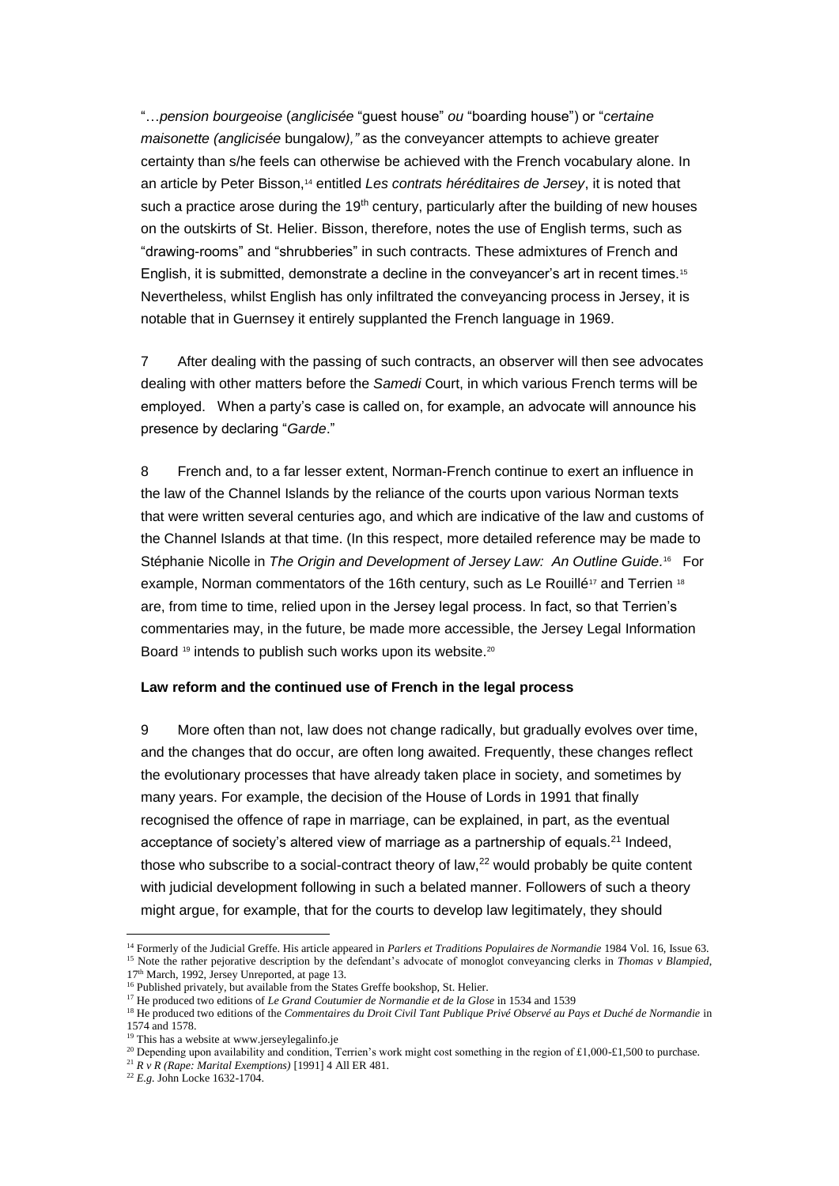"…*pension bourgeoise* (*anglicisée* "guest house" *ou* "boarding house") or "*certaine maisonette (anglicisée* bungalow*),"* as the conveyancer attempts to achieve greater certainty than s/he feels can otherwise be achieved with the French vocabulary alone. In an article by Peter Bisson,[14] entitled *Les contrats héréditaires de Jersey*, it is noted that such a practice arose during the 19th century, particularly after the building of new houses on the outskirts of St. Helier. Bisson, therefore, notes the use of English terms, such as "drawing-rooms" and "shrubberies" in such contracts. These admixtures of French and English, it is submitted, demonstrate a decline in the conveyancer's art in recent times.[15] Nevertheless, whilst English has only infiltrated the conveyancing process in Jersey, it is notable that in Guernsey it entirely supplanted the French language in 1969.

7 After dealing with the passing of such contracts, an observer will then see advocates dealing with other matters before the *Samedi* Court, in which various French terms will be employed. When a party's case is called on, for example, an advocate will announce his presence by declaring "*Garde*."

8 French and, to a far lesser extent, Norman-French continue to exert an influence in the law of the Channel Islands by the reliance of the courts upon various Norman texts that were written several centuries ago, and which are indicative of the law and customs of the Channel Islands at that time. (In this respect, more detailed reference may be made to Stéphanie Nicolle in *The Origin and Development of Jersey Law: An Outline Guide.*[16] For example, Norman commentators of the 16th century, such as Le Rouillé[17] and Terrien [18] are, from time to time, relied upon in the Jersey legal process. In fact, so that Terrien's commentaries may, in the future, be made more accessible, the Jersey Legal Information Board [19] intends to publish such works upon its website.[20]

**Law reform and the continued use of French in the legal process**

9 More often than not, law does not change radically, but gradually evolves over time, and the changes that do occur, are often long awaited. Frequently, these changes reflect the evolutionary processes that have already taken place in society, and sometimes by many years. For example, the decision of the House of Lords in 1991 that finally recognised the offence of rape in marriage, can be explained, in part, as the eventual acceptance of society's altered view of marriage as a partnership of equals.[21] Indeed, those who subscribe to a social-contract theory of law,[22] would probably be quite content with judicial development following in such a belated manner. Followers of such a theory might argue, for example, that for the courts to develop law legitimately, they should

---

[14] Formerly of the Judicial Greffe. His article appeared in *Parlers et Traditions Populaires de Normandie* 1984 Vol. 16, Issue 63.

[15] Note the rather pejorative description by the defendant's advocate of monoglot conveyancing clerks in *Thomas v Blampied*, 17th March, 1992, Jersey Unreported, at page 13.

[16] Published privately, but available from the States Greffe bookshop, St. Helier.

[17] He produced two editions of *Le Grand Coutumier de Normandie et de la Glose* in 1534 and 1539

[18] He produced two editions of the *Commentaires du Droit Civil Tant Publique Privé Observé au Pays et Duché de Normandie* in 1574 and 1578.

[19] This has a website at www.jerseylegalinfo.je

[20] Depending upon availability and condition, Terrien's work might cost something in the region of £1,000-£1,500 to purchase.

[21] *R v R (Rape: Marital Exemptions)* [1991] 4 All ER 481.

[22] *E.g.* John Locke 1632-1704.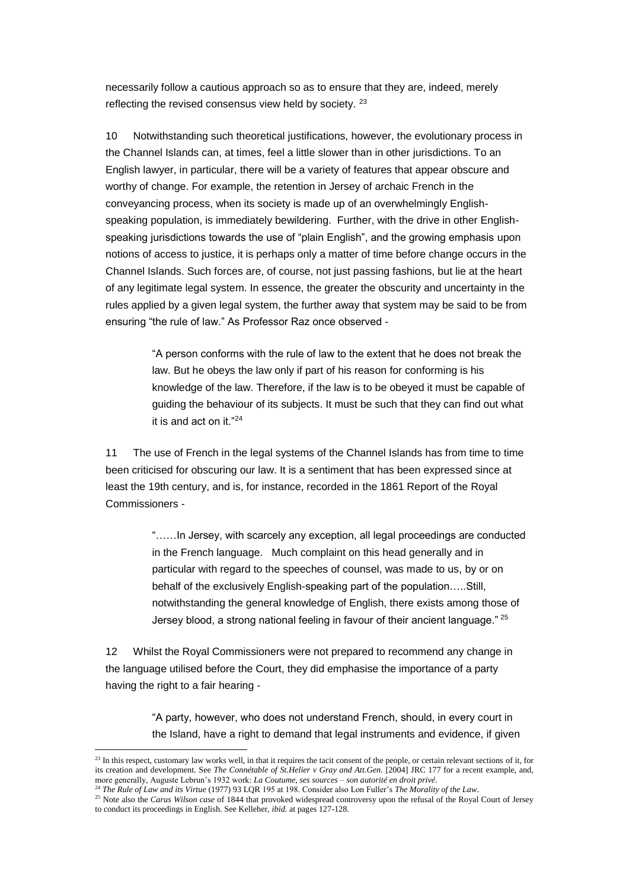necessarily follow a cautious approach so as to ensure that they are, indeed, merely reflecting the revised consensus view held by society. [23]

10 Notwithstanding such theoretical justifications, however, the evolutionary process in the Channel Islands can, at times, feel a little slower than in other jurisdictions. To an English lawyer, in particular, there will be a variety of features that appear obscure and worthy of change. For example, the retention in Jersey of archaic French in the conveyancing process, when its society is made up of an overwhelmingly English-speaking population, is immediately bewildering. Further, with the drive in other English-speaking jurisdictions towards the use of "plain English", and the growing emphasis upon notions of access to justice, it is perhaps only a matter of time before change occurs in the Channel Islands. Such forces are, of course, not just passing fashions, but lie at the heart of any legitimate legal system. In essence, the greater the obscurity and uncertainty in the rules applied by a given legal system, the further away that system may be said to be from ensuring "the rule of law." As Professor Raz once observed -

> "A person conforms with the rule of law to the extent that he does not break the law. But he obeys the law only if part of his reason for conforming is his knowledge of the law. Therefore, if the law is to be obeyed it must be capable of guiding the behaviour of its subjects. It must be such that they can find out what it is and act on it."[24]

11 The use of French in the legal systems of the Channel Islands has from time to time been criticised for obscuring our law. It is a sentiment that has been expressed since at least the 19th century, and is, for instance, recorded in the 1861 Report of the Royal Commissioners -

> "……In Jersey, with scarcely any exception, all legal proceedings are conducted in the French language. Much complaint on this head generally and in particular with regard to the speeches of counsel, was made to us, by or on behalf of the exclusively English-speaking part of the population…..Still, notwithstanding the general knowledge of English, there exists among those of Jersey blood, a strong national feeling in favour of their ancient language." [25]

12 Whilst the Royal Commissioners were not prepared to recommend any change in the language utilised before the Court, they did emphasise the importance of a party having the right to a fair hearing -

> "A party, however, who does not understand French, should, in every court in the Island, have a right to demand that legal instruments and evidence, if given

---

[23] In this respect, customary law works well, in that it requires the tacit consent of the people, or certain relevant sections of it, for its creation and development. See *The Connétable of St.Helier v Gray and Att.Gen.* [2004] JRC 177 for a recent example, and, more generally, Auguste Lebrun's 1932 work: *La Coutume, ses sources – son autorité en droit privé*.

[24] *The Rule of Law and its Virtue* (1977) 93 LQR 195 at 198. Consider also Lon Fuller's *The Morality of the Law*.

[25] Note also the *Carus Wilson case* of 1844 that provoked widespread controversy upon the refusal of the Royal Court of Jersey to conduct its proceedings in English. See Kelleher, *ibid.* at pages 127-128.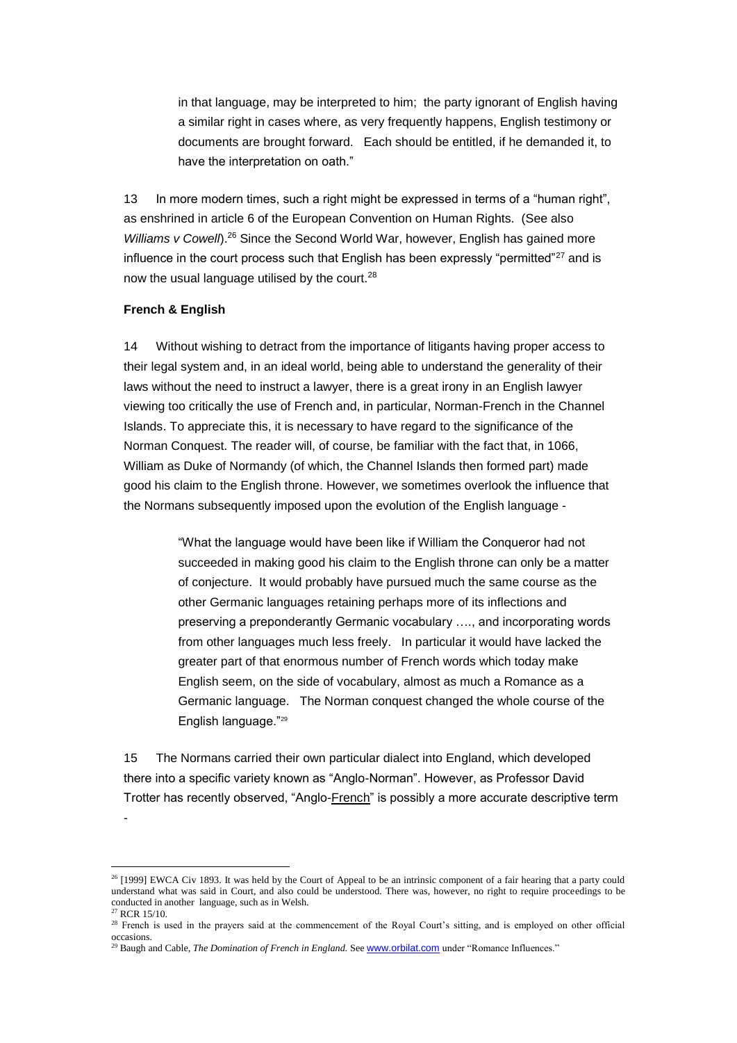> in that language, may be interpreted to him; the party ignorant of English having a similar right in cases where, as very frequently happens, English testimony or documents are brought forward. Each should be entitled, if he demanded it, to have the interpretation on oath."

13 In more modern times, such a right might be expressed in terms of a "human right", as enshrined in article 6 of the European Convention on Human Rights. (See also *Williams v Cowell*).[26] Since the Second World War, however, English has gained more influence in the court process such that English has been expressly "permitted"[27] and is now the usual language utilised by the court.[28]

**French & English**

14 Without wishing to detract from the importance of litigants having proper access to their legal system and, in an ideal world, being able to understand the generality of their laws without the need to instruct a lawyer, there is a great irony in an English lawyer viewing too critically the use of French and, in particular, Norman-French in the Channel Islands. To appreciate this, it is necessary to have regard to the significance of the Norman Conquest. The reader will, of course, be familiar with the fact that, in 1066, William as Duke of Normandy (of which, the Channel Islands then formed part) made good his claim to the English throne. However, we sometimes overlook the influence that the Normans subsequently imposed upon the evolution of the English language -

> "What the language would have been like if William the Conqueror had not succeeded in making good his claim to the English throne can only be a matter of conjecture. It would probably have pursued much the same course as the other Germanic languages retaining perhaps more of its inflections and preserving a preponderantly Germanic vocabulary …., and incorporating words from other languages much less freely. In particular it would have lacked the greater part of that enormous number of French words which today make English seem, on the side of vocabulary, almost as much a Romance as a Germanic language. The Norman conquest changed the whole course of the English language."[29]

15 The Normans carried their own particular dialect into England, which developed there into a specific variety known as "Anglo-Norman". However, as Professor David Trotter has recently observed, "Anglo-French" is possibly a more accurate descriptive term -

---

[26] [1999] EWCA Civ 1893. It was held by the Court of Appeal to be an intrinsic component of a fair hearing that a party could understand what was said in Court, and also could be understood. There was, however, no right to require proceedings to be conducted in another language, such as in Welsh.

[27] RCR 15/10.

[28] French is used in the prayers said at the commencement of the Royal Court's sitting, and is employed on other official occasions.

[29] Baugh and Cable, *The Domination of French in England.* See www.orbilat.com under "Romance Influences."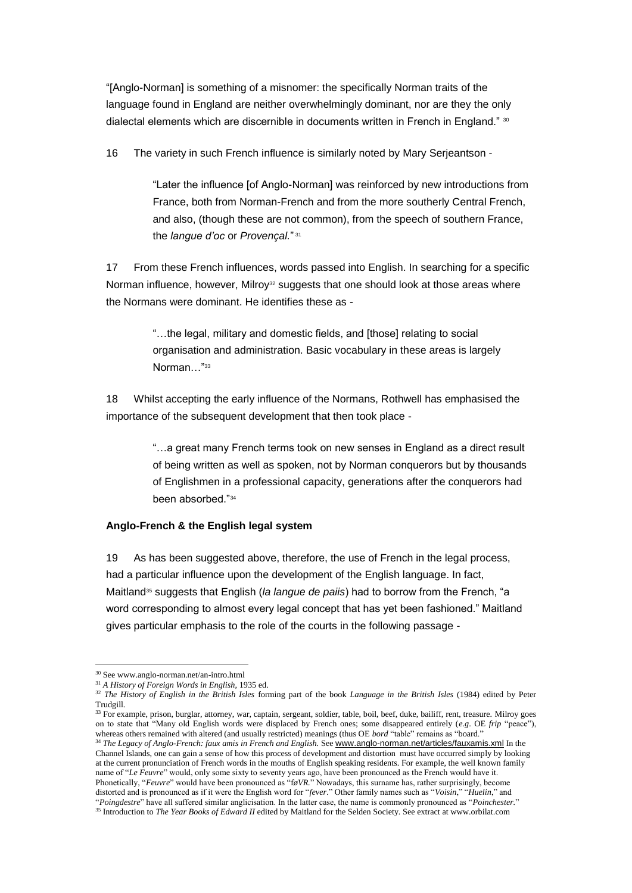"[Anglo-Norman] is something of a misnomer: the specifically Norman traits of the language found in England are neither overwhelmingly dominant, nor are they the only dialectal elements which are discernible in documents written in French in England." [30]

16 The variety in such French influence is similarly noted by Mary Serjeantson -

> "Later the influence [of Anglo-Norman] was reinforced by new introductions from France, both from Norman-French and from the more southerly Central French, and also, (though these are not common), from the speech of southern France, the *langue d'oc* or *Provençal.*" [31]

17 From these French influences, words passed into English. In searching for a specific Norman influence, however, Milroy[32] suggests that one should look at those areas where the Normans were dominant. He identifies these as -

> "…the legal, military and domestic fields, and [those] relating to social organisation and administration. Basic vocabulary in these areas is largely Norman…"[33]

18 Whilst accepting the early influence of the Normans, Rothwell has emphasised the importance of the subsequent development that then took place -

> "…a great many French terms took on new senses in England as a direct result of being written as well as spoken, not by Norman conquerors but by thousands of Englishmen in a professional capacity, generations after the conquerors had been absorbed."[34]

**Anglo-French & the English legal system**

19 As has been suggested above, therefore, the use of French in the legal process, had a particular influence upon the development of the English language. In fact, Maitland[35] suggests that English (*la langue de paiis*) had to borrow from the French, "a word corresponding to almost every legal concept that has yet been fashioned." Maitland gives particular emphasis to the role of the courts in the following passage -

---

[30] See www.anglo-norman.net/an-intro.html

[31] *A History of Foreign Words in English*, 1935 ed.

[32] *The History of English in the British Isles* forming part of the book *Language in the British Isles* (1984) edited by Peter Trudgill.

[33] For example, prison, burglar, attorney, war, captain, sergeant, soldier, table, boil, beef, duke, bailiff, rent, treasure. Milroy goes on to state that "Many old English words were displaced by French ones; some disappeared entirely (*e.g*. OE *frip* "peace"), whereas others remained with altered (and usually restricted) meanings (thus OE *bord* "table" remains as "board."

[34] *The Legacy of Anglo-French: faux amis in French and English.* See www.anglo-norman.net/articles/fauxamis.xml In the Channel Islands, one can gain a sense of how this process of development and distortion must have occurred simply by looking at the current pronunciation of French words in the mouths of English speaking residents. For example, the well known family name of "*Le Feuvre*" would, only some sixty to seventy years ago, have been pronounced as the French would have it. Phonetically, "*Feuvre*" would have been pronounced as "*føVR.*" Nowadays, this surname has, rather surprisingly, become distorted and is pronounced as if it were the English word for "*fever*." Other family names such as "*Voisin*," "*Huelin*," and "*Poingdestre*" have all suffered similar anglicisation. In the latter case, the name is commonly pronounced as "*Poinchester*."

[35] Introduction to *The Year Books of Edward II* edited by Maitland for the Selden Society. See extract at www.orbilat.com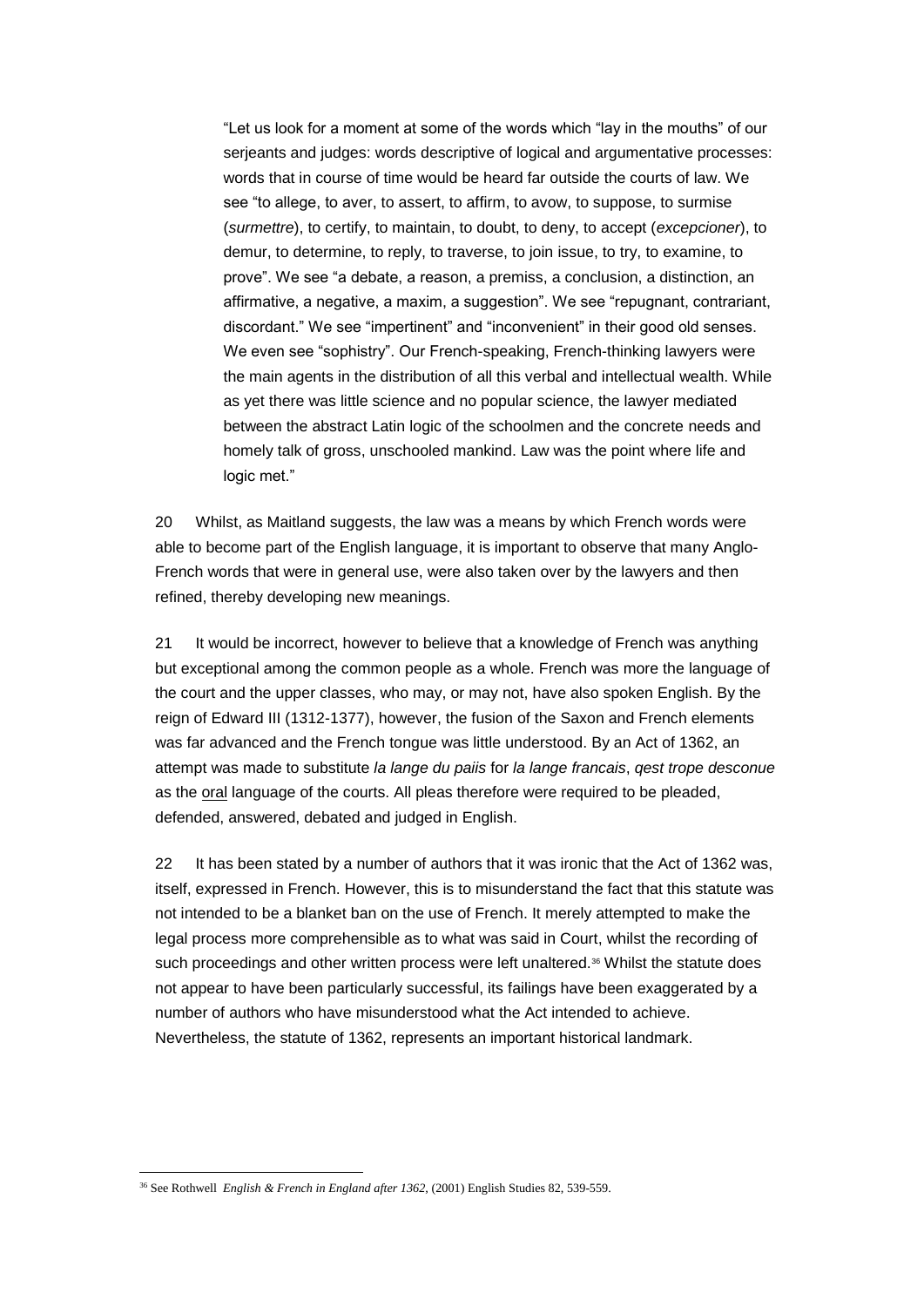> "Let us look for a moment at some of the words which "lay in the mouths" of our serjeants and judges: words descriptive of logical and argumentative processes: words that in course of time would be heard far outside the courts of law. We see "to allege, to aver, to assert, to affirm, to avow, to suppose, to surmise (*surmettre*), to certify, to maintain, to doubt, to deny, to accept (*excepcioner*), to demur, to determine, to reply, to traverse, to join issue, to try, to examine, to prove". We see "a debate, a reason, a premiss, a conclusion, a distinction, an affirmative, a negative, a maxim, a suggestion". We see "repugnant, contrariant, discordant." We see "impertinent" and "inconvenient" in their good old senses. We even see "sophistry". Our French-speaking, French-thinking lawyers were the main agents in the distribution of all this verbal and intellectual wealth. While as yet there was little science and no popular science, the lawyer mediated between the abstract Latin logic of the schoolmen and the concrete needs and homely talk of gross, unschooled mankind. Law was the point where life and logic met."

20 Whilst, as Maitland suggests, the law was a means by which French words were able to become part of the English language, it is important to observe that many Anglo-French words that were in general use, were also taken over by the lawyers and then refined, thereby developing new meanings.

21 It would be incorrect, however to believe that a knowledge of French was anything but exceptional among the common people as a whole. French was more the language of the court and the upper classes, who may, or may not, have also spoken English. By the reign of Edward III (1312-1377), however, the fusion of the Saxon and French elements was far advanced and the French tongue was little understood. By an Act of 1362, an attempt was made to substitute *la lange du paiis* for *la lange francais*, *qest trope desconue* as the <u>oral</u> language of the courts. All pleas therefore were required to be pleaded, defended, answered, debated and judged in English.

22 It has been stated by a number of authors that it was ironic that the Act of 1362 was, itself, expressed in French. However, this is to misunderstand the fact that this statute was not intended to be a blanket ban on the use of French. It merely attempted to make the legal process more comprehensible as to what was said in Court, whilst the recording of such proceedings and other written process were left unaltered.[36] Whilst the statute does not appear to have been particularly successful, its failings have been exaggerated by a number of authors who have misunderstood what the Act intended to achieve. Nevertheless, the statute of 1362, represents an important historical landmark.

[36] See Rothwell *English & French in England after 1362*, (2001) English Studies 82, 539-559.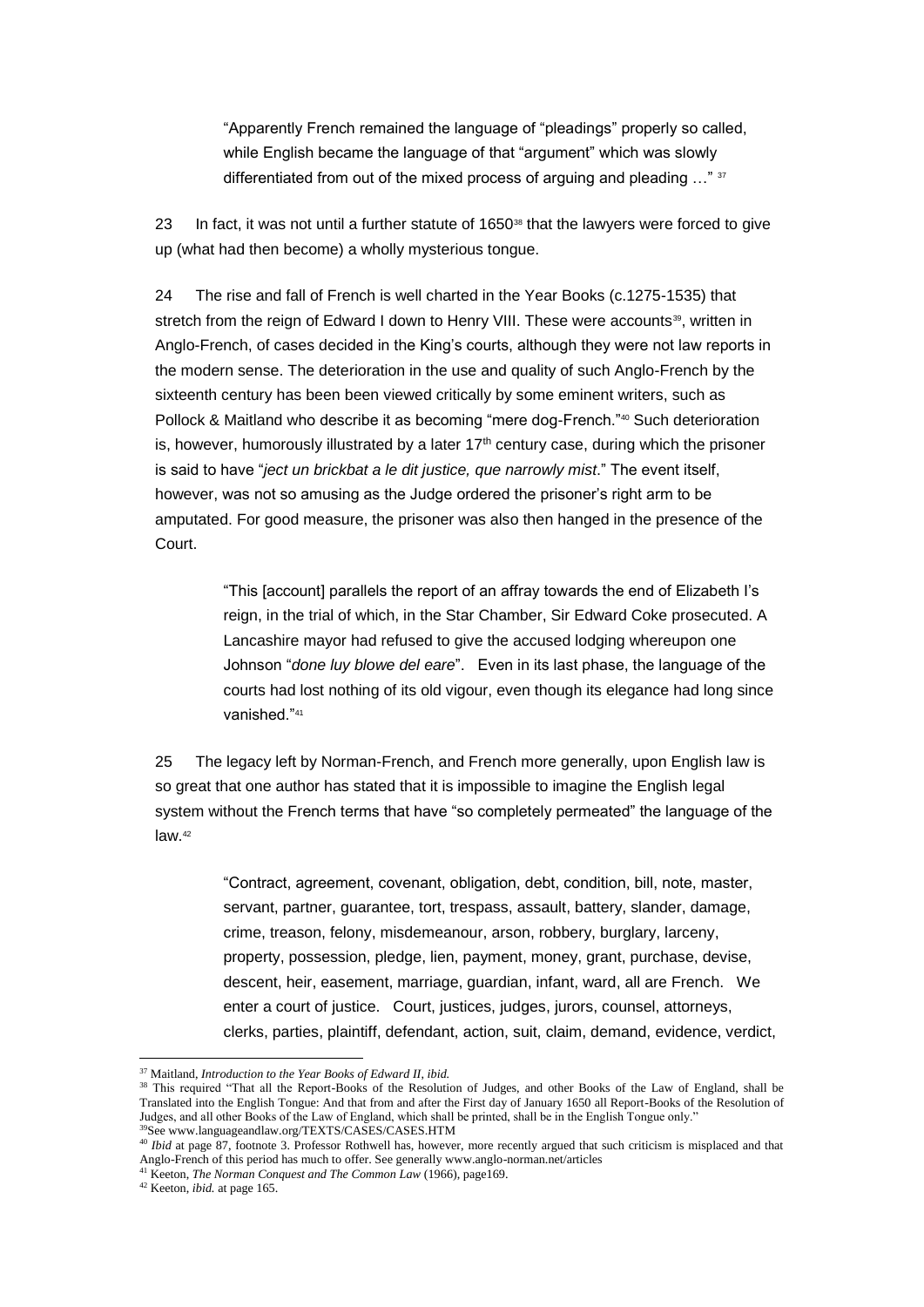> "Apparently French remained the language of "pleadings" properly so called, while English became the language of that "argument" which was slowly differentiated from out of the mixed process of arguing and pleading …" [37]

23 In fact, it was not until a further statute of 1650[38] that the lawyers were forced to give up (what had then become) a wholly mysterious tongue.

24 The rise and fall of French is well charted in the Year Books (c.1275-1535) that stretch from the reign of Edward I down to Henry VIII. These were accounts[39], written in Anglo-French, of cases decided in the King's courts, although they were not law reports in the modern sense. The deterioration in the use and quality of such Anglo-French by the sixteenth century has been been viewed critically by some eminent writers, such as Pollock & Maitland who describe it as becoming "mere dog-French."[40] Such deterioration is, however, humorously illustrated by a later 17th century case, during which the prisoner is said to have "*ject un brickbat a le dit justice, que narrowly mist*." The event itself, however, was not so amusing as the Judge ordered the prisoner's right arm to be amputated. For good measure, the prisoner was also then hanged in the presence of the Court.

> "This [account] parallels the report of an affray towards the end of Elizabeth I's reign, in the trial of which, in the Star Chamber, Sir Edward Coke prosecuted. A Lancashire mayor had refused to give the accused lodging whereupon one Johnson "*done luy blowe del eare*". Even in its last phase, the language of the courts had lost nothing of its old vigour, even though its elegance had long since vanished."[41]

25 The legacy left by Norman-French, and French more generally, upon English law is so great that one author has stated that it is impossible to imagine the English legal system without the French terms that have "so completely permeated" the language of the law.[42]

> "Contract, agreement, covenant, obligation, debt, condition, bill, note, master, servant, partner, guarantee, tort, trespass, assault, battery, slander, damage, crime, treason, felony, misdemeanour, arson, robbery, burglary, larceny, property, possession, pledge, lien, payment, money, grant, purchase, devise, descent, heir, easement, marriage, guardian, infant, ward, all are French. We enter a court of justice. Court, justices, judges, jurors, counsel, attorneys, clerks, parties, plaintiff, defendant, action, suit, claim, demand, evidence, verdict,

---

[37] Maitland, *Introduction to the Year Books of Edward II*, *ibid.*

[38] This required "That all the Report-Books of the Resolution of Judges, and other Books of the Law of England, shall be Translated into the English Tongue: And that from and after the First day of January 1650 all Report-Books of the Resolution of Judges, and all other Books of the Law of England, which shall be printed, shall be in the English Tongue only."

[39] See www.languageandlaw.org/TEXTS/CASES/CASES.HTM

[40] *Ibid* at page 87, footnote 3. Professor Rothwell has, however, more recently argued that such criticism is misplaced and that Anglo-French of this period has much to offer. See generally www.anglo-norman.net/articles

[41] Keeton, *The Norman Conquest and The Common Law* (1966), page169.

[42] Keeton, *ibid.* at page 165.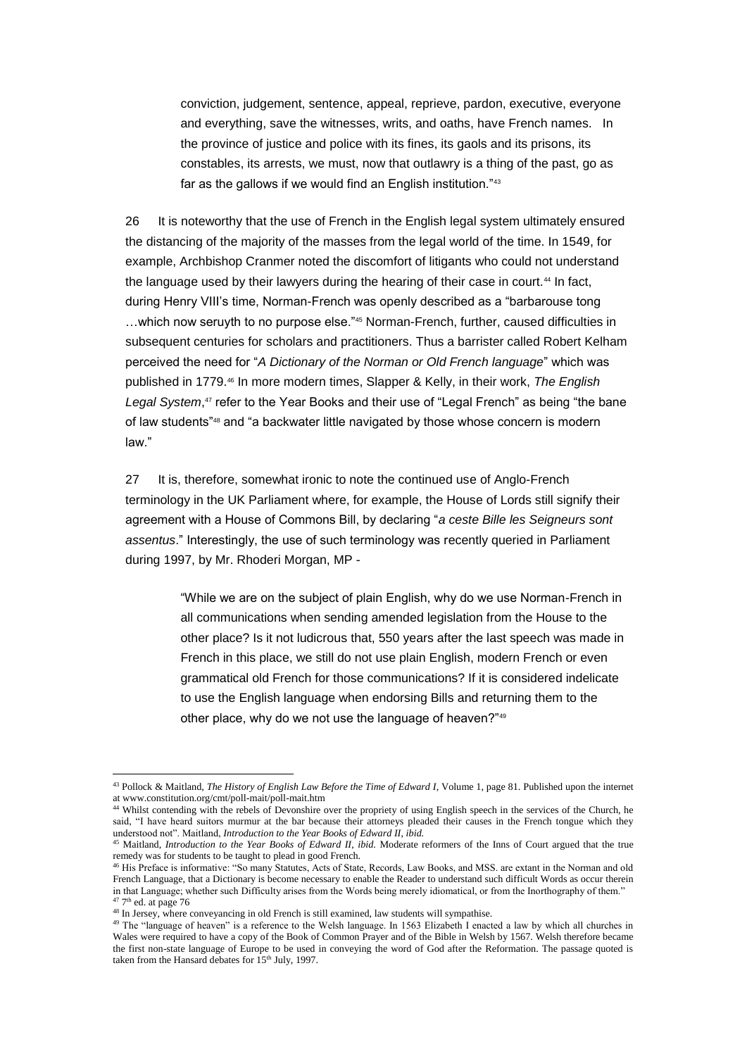> conviction, judgement, sentence, appeal, reprieve, pardon, executive, everyone and everything, save the witnesses, writs, and oaths, have French names. In the province of justice and police with its fines, its gaols and its prisons, its constables, its arrests, we must, now that outlawry is a thing of the past, go as far as the gallows if we would find an English institution."[43]

26 It is noteworthy that the use of French in the English legal system ultimately ensured the distancing of the majority of the masses from the legal world of the time. In 1549, for example, Archbishop Cranmer noted the discomfort of litigants who could not understand the language used by their lawyers during the hearing of their case in court.[44] In fact, during Henry VIII's time, Norman-French was openly described as a "barbarouse tong …which now seruyth to no purpose else."[45] Norman-French, further, caused difficulties in subsequent centuries for scholars and practitioners. Thus a barrister called Robert Kelham perceived the need for "*A Dictionary of the Norman or Old French language*" which was published in 1779.[46] In more modern times, Slapper & Kelly, in their work, *The English Legal System*,[47] refer to the Year Books and their use of "Legal French" as being "the bane of law students"[48] and "a backwater little navigated by those whose concern is modern law."

27 It is, therefore, somewhat ironic to note the continued use of Anglo-French terminology in the UK Parliament where, for example, the House of Lords still signify their agreement with a House of Commons Bill, by declaring "*a ceste Bille les Seigneurs sont assentus*." Interestingly, the use of such terminology was recently queried in Parliament during 1997, by Mr. Rhoderi Morgan, MP -

> "While we are on the subject of plain English, why do we use Norman-French in all communications when sending amended legislation from the House to the other place? Is it not ludicrous that, 550 years after the last speech was made in French in this place, we still do not use plain English, modern French or even grammatical old French for those communications? If it is considered indelicate to use the English language when endorsing Bills and returning them to the other place, why do we not use the language of heaven?"[49]

---

[43] Pollock & Maitland, *The History of English Law Before the Time of Edward I*, Volume 1, page 81. Published upon the internet at www.constitution.org/cmt/poll-mait/poll-mait.htm

[44] Whilst contending with the rebels of Devonshire over the propriety of using English speech in the services of the Church, he said, "I have heard suitors murmur at the bar because their attorneys pleaded their causes in the French tongue which they understood not". Maitland, *Introduction to the Year Books of Edward II, ibid.*

[45] Maitland, *Introduction to the Year Books of Edward II, ibid.* Moderate reformers of the Inns of Court argued that the true remedy was for students to be taught to plead in good French.

[46] His Preface is informative: "So many Statutes, Acts of State, Records, Law Books, and MSS. are extant in the Norman and old French Language, that a Dictionary is become necessary to enable the Reader to understand such difficult Words as occur therein in that Language; whether such Difficulty arises from the Words being merely idiomatical, or from the Inorthography of them."

[47] 7th ed. at page 76

[48] In Jersey, where conveyancing in old French is still examined, law students will sympathise.

[49] The "language of heaven" is a reference to the Welsh language. In 1563 Elizabeth I enacted a law by which all churches in Wales were required to have a copy of the Book of Common Prayer and of the Bible in Welsh by 1567. Welsh therefore became the first non-state language of Europe to be used in conveying the word of God after the Reformation. The passage quoted is taken from the Hansard debates for 15th July, 1997.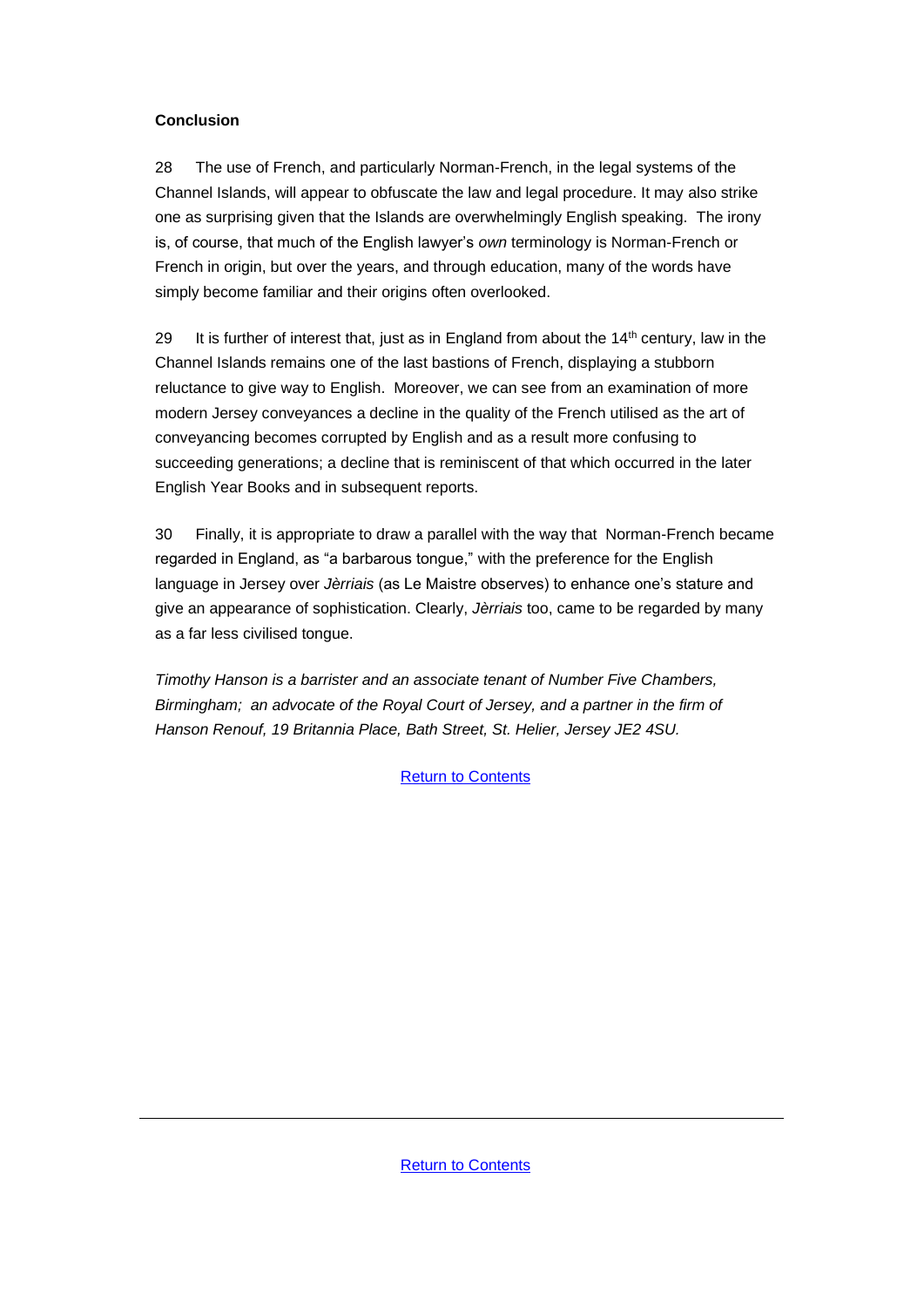**Conclusion**

28 The use of French, and particularly Norman-French, in the legal systems of the Channel Islands, will appear to obfuscate the law and legal procedure. It may also strike one as surprising given that the Islands are overwhelmingly English speaking. The irony is, of course, that much of the English lawyer's *own* terminology is Norman-French or French in origin, but over the years, and through education, many of the words have simply become familiar and their origins often overlooked.

29 It is further of interest that, just as in England from about the 14th century, law in the Channel Islands remains one of the last bastions of French, displaying a stubborn reluctance to give way to English. Moreover, we can see from an examination of more modern Jersey conveyances a decline in the quality of the French utilised as the art of conveyancing becomes corrupted by English and as a result more confusing to succeeding generations; a decline that is reminiscent of that which occurred in the later English Year Books and in subsequent reports.

30 Finally, it is appropriate to draw a parallel with the way that Norman-French became regarded in England, as "a barbarous tongue," with the preference for the English language in Jersey over *Jèrriais* (as Le Maistre observes) to enhance one's stature and give an appearance of sophistication. Clearly, *Jèrriais* too, came to be regarded by many as a far less civilised tongue.

*Timothy Hanson is a barrister and an associate tenant of Number Five Chambers, Birmingham; an advocate of the Royal Court of Jersey, and a partner in the firm of Hanson Renouf, 19 Britannia Place, Bath Street, St. Helier, Jersey JE2 4SU.*

Return to Contents

---

Return to Contents